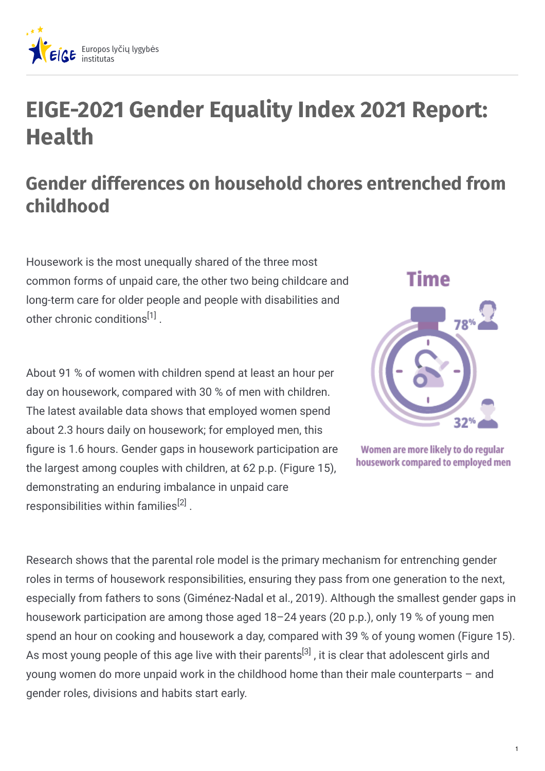# EIGE-2021 Gender Equality Index 2021 Report: Health

## Gender differences on household chores entrenched from childhood

Housework is the most unequally shared of the three most common forms of unpaid care, the other two being childcare and long-term care for older people and people with disabilities and other chronic conditions[1] .

About 91 % of women with children spend at least an hour per day on housework, compared with 30 % of men with children. The latest available data shows that employed women spend about 2.3 hours daily on housework; for employed men, this figure is 1.6 hours. Gender gaps in housework participation are the largest among couples with children, at 62 p.p. (Figure 15), demonstrating an enduring imbalance in unpaid care responsibilities within families[2] .

Time

78%

32%

Women are more likely to do regular housework compared to employed men

Research shows that the parental role model is the primary mechanism for entrenching gender roles in terms of housework responsibilities, ensuring they pass from one generation to the next, especially from fathers to sons (Giménez-Nadal et al., 2019). Although the smallest gender gaps in housework participation are among those aged 18–24 years (20 p.p.), only 19 % of young men spend an hour on cooking and housework a day, compared with 39 % of young women (Figure 15). As most young people of this age live with their parents[3] , it is clear that adolescent girls and young women do more unpaid work in the childhood home than their male counterparts – and gender roles, divisions and habits start early.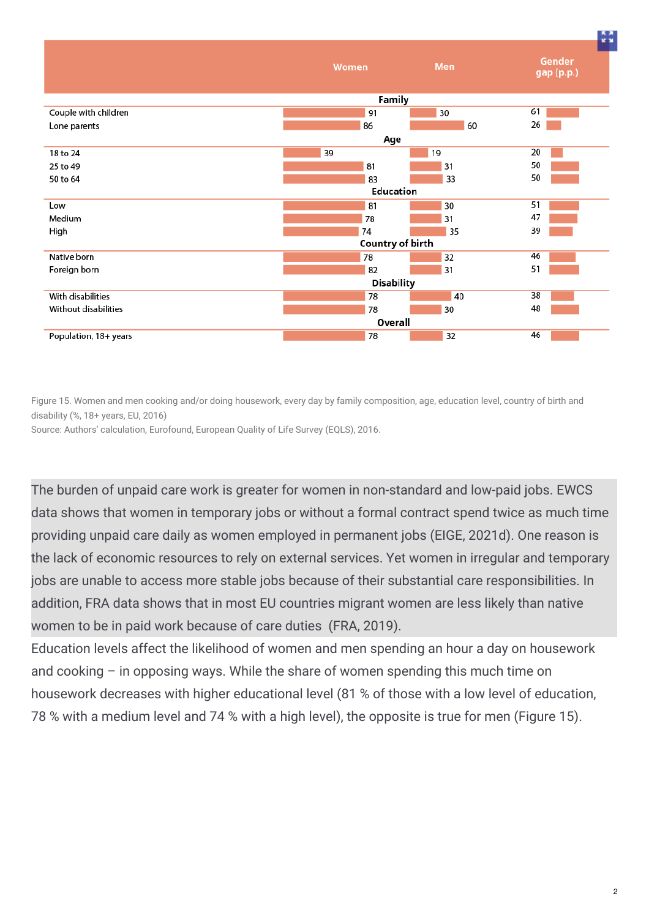| | Women | Men | Gender gap (p.p.) |
|---|---|---|---|
| **Family** | | | |
| Couple with children | 91 | 30 | 61 |
| Lone parents | 86 | 60 | 26 |
| **Age** | | | |
| 18 to 24 | 39 | 19 | 20 |
| 25 to 49 | 81 | 31 | 50 |
| 50 to 64 | 83 | 33 | 50 |
| **Education** | | | |
| Low | 81 | 30 | 51 |
| Medium | 78 | 31 | 47 |
| High | 74 | 35 | 39 |
| **Country of birth** | | | |
| Native born | 78 | 32 | 46 |
| Foreign born | 82 | 31 | 51 |
| **Disability** | | | |
| With disabilities | 78 | 40 | 38 |
| Without disabilities | 78 | 30 | 48 |
| **Overall** | | | |
| Population, 18+ years | 78 | 32 | 46 |

Figure 15. Women and men cooking and/or doing housework, every day by family composition, age, education level, country of birth and disability (%, 18+ years, EU, 2016)
Source: Authors' calculation, Eurofound, European Quality of Life Survey (EQLS), 2016.

The burden of unpaid care work is greater for women in non-standard and low-paid jobs. EWCS data shows that women in temporary jobs or without a formal contract spend twice as much time providing unpaid care daily as women employed in permanent jobs (EIGE, 2021d). One reason is the lack of economic resources to rely on external services. Yet women in irregular and temporary jobs are unable to access more stable jobs because of their substantial care responsibilities. In addition, FRA data shows that in most EU countries migrant women are less likely than native women to be in paid work because of care duties (FRA, 2019).

Education levels affect the likelihood of women and men spending an hour a day on housework and cooking – in opposing ways. While the share of women spending this much time on housework decreases with higher educational level (81 % of those with a low level of education, 78 % with a medium level and 74 % with a high level), the opposite is true for men (Figure 15).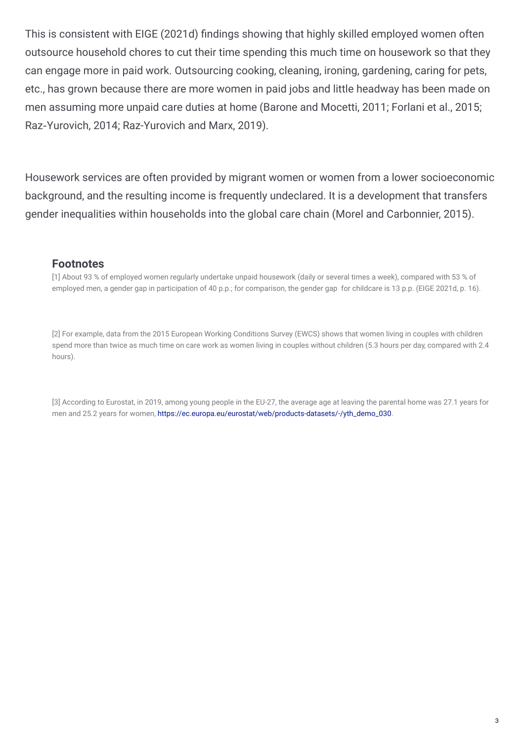This is consistent with EIGE (2021d) findings showing that highly skilled employed women often outsource household chores to cut their time spending this much time on housework so that they can engage more in paid work. Outsourcing cooking, cleaning, ironing, gardening, caring for pets, etc., has grown because there are more women in paid jobs and little headway has been made on men assuming more unpaid care duties at home (Barone and Mocetti, 2011; Forlani et al., 2015; Raz-Yurovich, 2014; Raz-Yurovich and Marx, 2019).

Housework services are often provided by migrant women or women from a lower socioeconomic background, and the resulting income is frequently undeclared. It is a development that transfers gender inequalities within households into the global care chain (Morel and Carbonnier, 2015).

## Footnotes

[1] About 93 % of employed women regularly undertake unpaid housework (daily or several times a week), compared with 53 % of employed men, a gender gap in participation of 40 p.p.; for comparison, the gender gap for childcare is 13 p.p. (EIGE 2021d, p. 16).

[2] For example, data from the 2015 European Working Conditions Survey (EWCS) shows that women living in couples with children spend more than twice as much time on care work as women living in couples without children (5.3 hours per day, compared with 2.4 hours).

[3] According to Eurostat, in 2019, among young people in the EU-27, the average age at leaving the parental home was 27.1 years for men and 25.2 years for women, https://ec.europa.eu/eurostat/web/products-datasets/-/yth_demo_030.